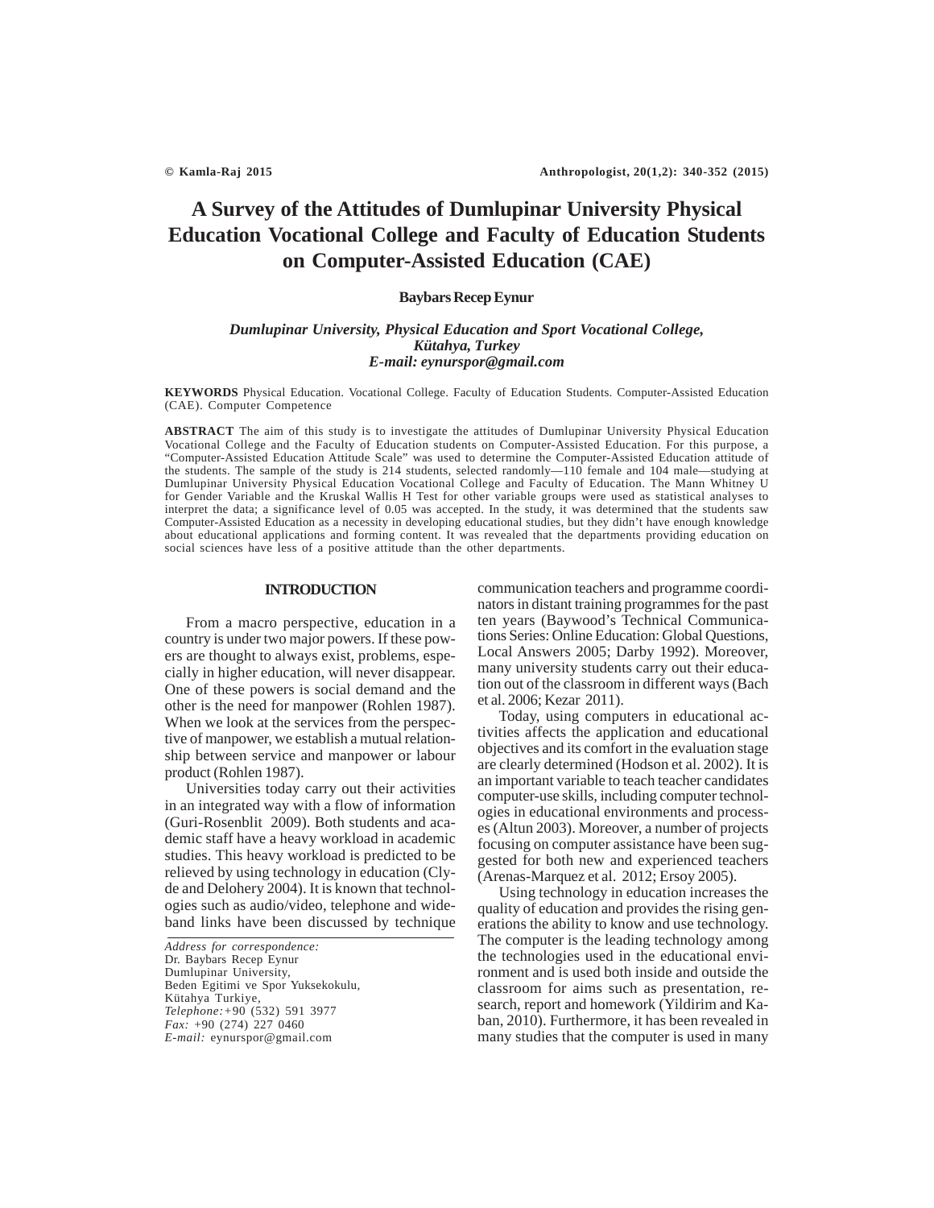# A Survey of the Attitudes of Dumlupinar University Physical Education Vocational College and Faculty of Education Students on Computer-Assisted Education (CAE)

**Baybars Recep Eynur**

***Dumlupinar University, Physical Education and Sport Vocational College, Kütahya, Turkey***
***E-mail: eynurspor@gmail.com***

**KEYWORDS** Physical Education. Vocational College. Faculty of Education Students. Computer-Assisted Education (CAE). Computer Competence

**ABSTRACT** The aim of this study is to investigate the attitudes of Dumlupinar University Physical Education Vocational College and the Faculty of Education students on Computer-Assisted Education. For this purpose, a "Computer-Assisted Education Attitude Scale" was used to determine the Computer-Assisted Education attitude of the students. The sample of the study is 214 students, selected randomly—110 female and 104 male—studying at Dumlupinar University Physical Education Vocational College and Faculty of Education. The Mann Whitney U for Gender Variable and the Kruskal Wallis H Test for other variable groups were used as statistical analyses to interpret the data; a significance level of 0.05 was accepted. In the study, it was determined that the students saw Computer-Assisted Education as a necessity in developing educational studies, but they didn't have enough knowledge about educational applications and forming content. It was revealed that the departments providing education on social sciences have less of a positive attitude than the other departments.

## INTRODUCTION

From a macro perspective, education in a country is under two major powers. If these powers are thought to always exist, problems, especially in higher education, will never disappear. One of these powers is social demand and the other is the need for manpower (Rohlen 1987). When we look at the services from the perspective of manpower, we establish a mutual relationship between service and manpower or labour product (Rohlen 1987).

Universities today carry out their activities in an integrated way with a flow of information (Guri-Rosenblit 2009). Both students and academic staff have a heavy workload in academic studies. This heavy workload is predicted to be relieved by using technology in education (Clyde and Delohery 2004). It is known that technologies such as audio/video, telephone and wideband links have been discussed by technique communication teachers and programme coordinators in distant training programmes for the past ten years (Baywood's Technical Communications Series: Online Education: Global Questions, Local Answers 2005; Darby 1992). Moreover, many university students carry out their education out of the classroom in different ways (Bach et al. 2006; Kezar 2011).

Today, using computers in educational activities affects the application and educational objectives and its comfort in the evaluation stage are clearly determined (Hodson et al. 2002). It is an important variable to teach teacher candidates computer-use skills, including computer technologies in educational environments and processes (Altun 2003). Moreover, a number of projects focusing on computer assistance have been suggested for both new and experienced teachers (Arenas-Marquez et al. 2012; Ersoy 2005).

Using technology in education increases the quality of education and provides the rising generations the ability to know and use technology. The computer is the leading technology among the technologies used in the educational environment and is used both inside and outside the classroom for aims such as presentation, research, report and homework (Yildirim and Kaban, 2010). Furthermore, it has been revealed in many studies that the computer is used in many

*Address for correspondence:*
Dr. Baybars Recep Eynur
Dumlupinar University,
Beden Egitimi ve Spor Yuksekokulu,
Kütahya Turkiye,
*Telephone:* +90 (532) 591 3977
*Fax:* +90 (274) 227 0460
*E-mail:* eynurspor@gmail.com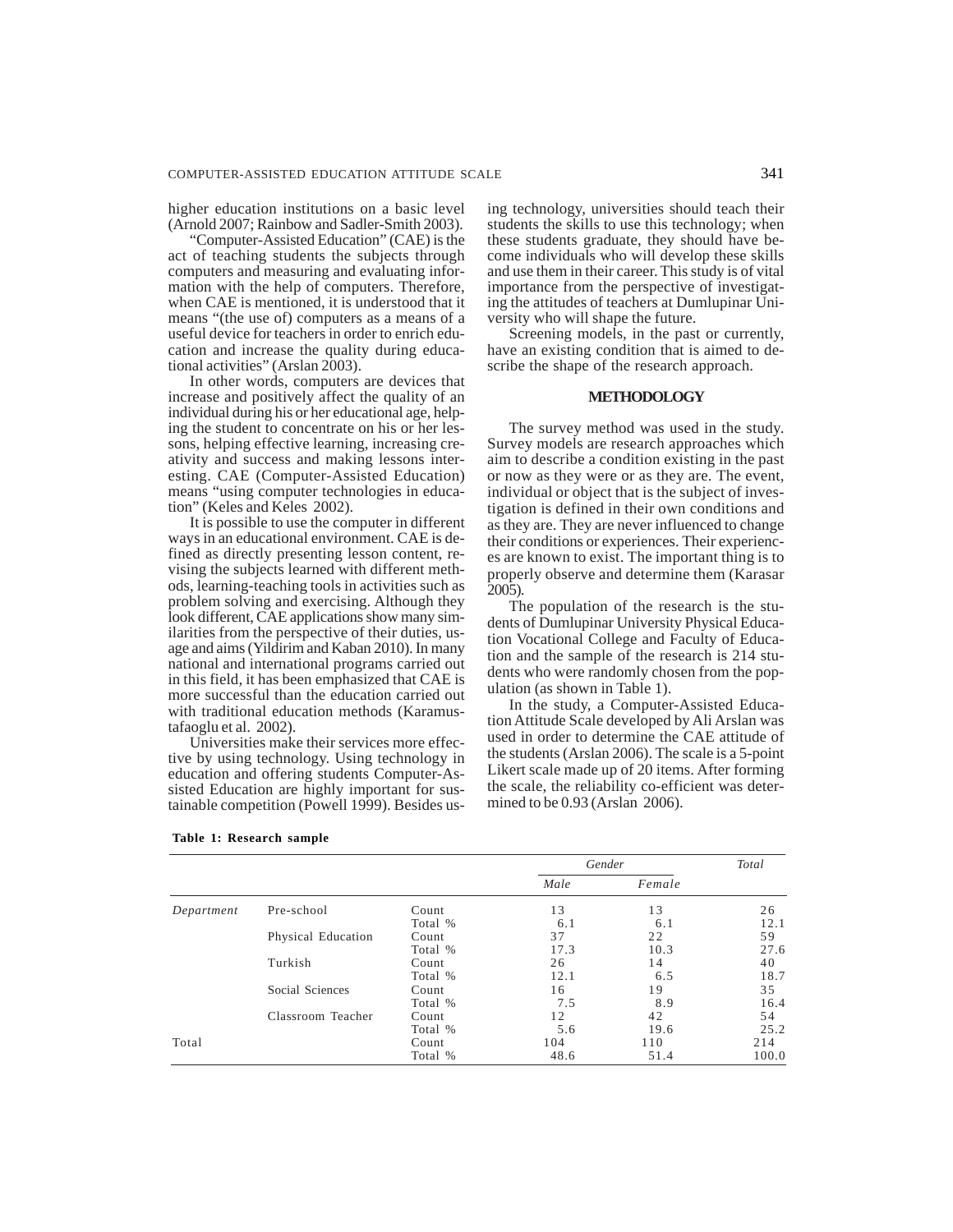higher education institutions on a basic level (Arnold 2007; Rainbow and Sadler-Smith 2003).

"Computer-Assisted Education" (CAE) is the act of teaching students the subjects through computers and measuring and evaluating information with the help of computers. Therefore, when CAE is mentioned, it is understood that it means "(the use of) computers as a means of a useful device for teachers in order to enrich education and increase the quality during educational activities" (Arslan 2003).

In other words, computers are devices that increase and positively affect the quality of an individual during his or her educational age, helping the student to concentrate on his or her lessons, helping effective learning, increasing creativity and success and making lessons interesting. CAE (Computer-Assisted Education) means "using computer technologies in education" (Keles and Keles 2002).

It is possible to use the computer in different ways in an educational environment. CAE is defined as directly presenting lesson content, revising the subjects learned with different methods, learning-teaching tools in activities such as problem solving and exercising. Although they look different, CAE applications show many similarities from the perspective of their duties, usage and aims (Yildirim and Kaban 2010). In many national and international programs carried out in this field, it has been emphasized that CAE is more successful than the education carried out with traditional education methods (Karamustafaoglu et al. 2002).

Universities make their services more effective by using technology. Using technology in education and offering students Computer-Assisted Education are highly important for sustainable competition (Powell 1999). Besides using technology, universities should teach their students the skills to use this technology; when these students graduate, they should have become individuals who will develop these skills and use them in their career. This study is of vital importance from the perspective of investigating the attitudes of teachers at Dumlupinar University who will shape the future.

Screening models, in the past or currently, have an existing condition that is aimed to describe the shape of the research approach.

## METHODOLOGY

The survey method was used in the study. Survey models are research approaches which aim to describe a condition existing in the past or now as they were or as they are. The event, individual or object that is the subject of investigation is defined in their own conditions and as they are. They are never influenced to change their conditions or experiences. Their experiences are known to exist. The important thing is to properly observe and determine them (Karasar 2005).

The population of the research is the students of Dumlupinar University Physical Education Vocational College and Faculty of Education and the sample of the research is 214 students who were randomly chosen from the population (as shown in Table 1).

In the study, a Computer-Assisted Education Attitude Scale developed by Ali Arslan was used in order to determine the CAE attitude of the students (Arslan 2006). The scale is a 5-point Likert scale made up of 20 items. After forming the scale, the reliability co-efficient was determined to be 0.93 (Arslan 2006).

**Table 1: Research sample**

| | | | Gender | | Total |
|---|---|---|---|---|---|
| | | | Male | Female | |
| Department | Pre-school | Count | 13 | 13 | 26 |
| | | Total % | 6.1 | 6.1 | 12.1 |
| | Physical Education | Count | 37 | 22 | 59 |
| | | Total % | 17.3 | 10.3 | 27.6 |
| | Turkish | Count | 26 | 14 | 40 |
| | | Total % | 12.1 | 6.5 | 18.7 |
| | Social Sciences | Count | 16 | 19 | 35 |
| | | Total % | 7.5 | 8.9 | 16.4 |
| | Classroom Teacher | Count | 12 | 42 | 54 |
| | | Total % | 5.6 | 19.6 | 25.2 |
| Total | | Count | 104 | 110 | 214 |
| | | Total % | 48.6 | 51.4 | 100.0 |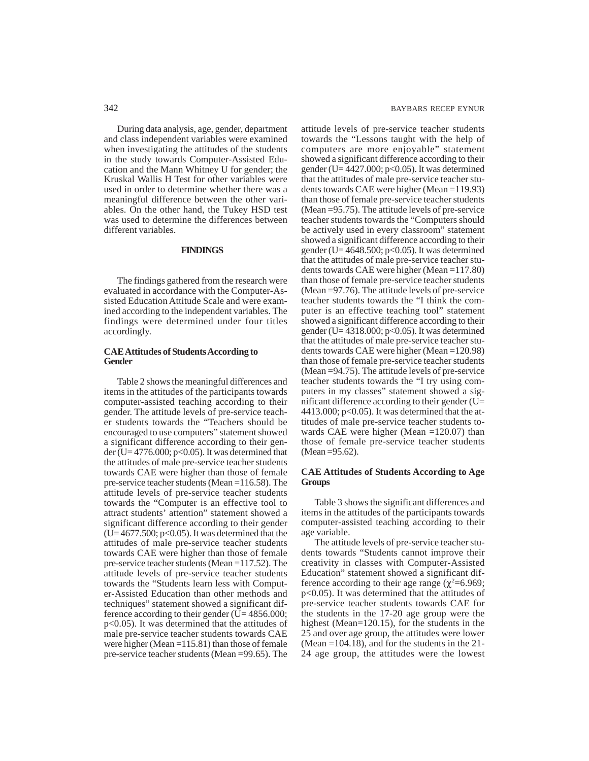During data analysis, age, gender, department and class independent variables were examined when investigating the attitudes of the students in the study towards Computer-Assisted Education and the Mann Whitney U for gender; the Kruskal Wallis H Test for other variables were used in order to determine whether there was a meaningful difference between the other variables. On the other hand, the Tukey HSD test was used to determine the differences between different variables.

## FINDINGS

The findings gathered from the research were evaluated in accordance with the Computer-Assisted Education Attitude Scale and were examined according to the independent variables. The findings were determined under four titles accordingly.

### CAE Attitudes of Students According to Gender

Table 2 shows the meaningful differences and items in the attitudes of the participants towards computer-assisted teaching according to their gender. The attitude levels of pre-service teacher students towards the "Teachers should be encouraged to use computers" statement showed a significant difference according to their gender (U= 4776.000; $p<0.05$). It was determined that the attitudes of male pre-service teacher students towards CAE were higher than those of female pre-service teacher students (Mean =116.58). The attitude levels of pre-service teacher students towards the "Computer is an effective tool to attract students' attention" statement showed a significant difference according to their gender (U= 4677.500; $p<0.05$). It was determined that the attitudes of male pre-service teacher students towards CAE were higher than those of female pre-service teacher students (Mean =117.52). The attitude levels of pre-service teacher students towards the "Students learn less with Computer-Assisted Education than other methods and techniques" statement showed a significant difference according to their gender (U= 4856.000; $p<0.05$). It was determined that the attitudes of male pre-service teacher students towards CAE were higher (Mean =115.81) than those of female pre-service teacher students (Mean =99.65). The attitude levels of pre-service teacher students towards the "Lessons taught with the help of computers are more enjoyable" statement showed a significant difference according to their gender (U= 4427.000; $p<0.05$). It was determined that the attitudes of male pre-service teacher students towards CAE were higher (Mean =119.93) than those of female pre-service teacher students (Mean =95.75). The attitude levels of pre-service teacher students towards the "Computers should be actively used in every classroom" statement showed a significant difference according to their gender (U= 4648.500; $p<0.05$). It was determined that the attitudes of male pre-service teacher students towards CAE were higher (Mean =117.80) than those of female pre-service teacher students (Mean =97.76). The attitude levels of pre-service teacher students towards the "I think the computer is an effective teaching tool" statement showed a significant difference according to their gender (U= 4318.000; $p<0.05$). It was determined that the attitudes of male pre-service teacher students towards CAE were higher (Mean =120.98) than those of female pre-service teacher students (Mean =94.75). The attitude levels of pre-service teacher students towards the "I try using computers in my classes" statement showed a significant difference according to their gender (U= 4413.000; $p<0.05$). It was determined that the attitudes of male pre-service teacher students towards CAE were higher (Mean =120.07) than those of female pre-service teacher students (Mean =95.62).

### CAE Attitudes of Students According to Age Groups

Table 3 shows the significant differences and items in the attitudes of the participants towards computer-assisted teaching according to their age variable.

The attitude levels of pre-service teacher students towards "Students cannot improve their creativity in classes with Computer-Assisted Education" statement showed a significant difference according to their age range ($\chi^2$=6.969; $p<0.05$). It was determined that the attitudes of pre-service teacher students towards CAE for the students in the 17-20 age group were the highest (Mean=120.15), for the students in the 25 and over age group, the attitudes were lower (Mean =104.18), and for the students in the 21-24 age group, the attitudes were the lowest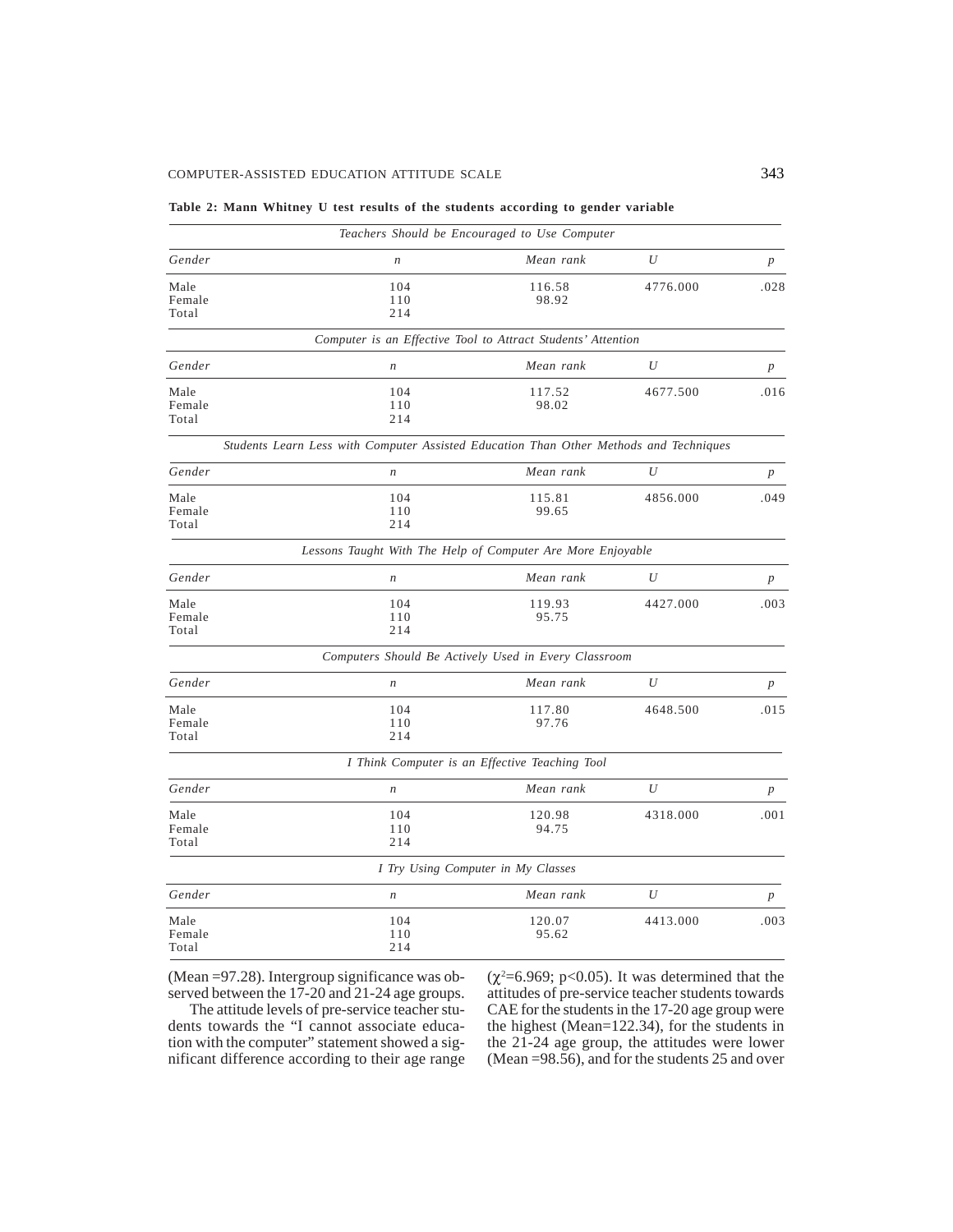**Table 2: Mann Whitney U test results of the students according to gender variable**

| Gender | n | Mean rank | U | p |
|---|---|---|---|---|
| *Teachers Should be Encouraged to Use Computer* | | | | |
| Male | 104 | 116.58 | 4776.000 | .028 |
| Female | 110 | 98.92 | | |
| Total | 214 | | | |
| *Computer is an Effective Tool to Attract Students' Attention* | | | | |
| Male | 104 | 117.52 | 4677.500 | .016 |
| Female | 110 | 98.02 | | |
| Total | 214 | | | |
| *Students Learn Less with Computer Assisted Education Than Other Methods and Techniques* | | | | |
| Male | 104 | 115.81 | 4856.000 | .049 |
| Female | 110 | 99.65 | | |
| Total | 214 | | | |
| *Lessons Taught With The Help of Computer Are More Enjoyable* | | | | |
| Male | 104 | 119.93 | 4427.000 | .003 |
| Female | 110 | 95.75 | | |
| Total | 214 | | | |
| *Computers Should Be Actively Used in Every Classroom* | | | | |
| Male | 104 | 117.80 | 4648.500 | .015 |
| Female | 110 | 97.76 | | |
| Total | 214 | | | |
| *I Think Computer is an Effective Teaching Tool* | | | | |
| Male | 104 | 120.98 | 4318.000 | .001 |
| Female | 110 | 94.75 | | |
| Total | 214 | | | |
| *I Try Using Computer in My Classes* | | | | |
| Male | 104 | 120.07 | 4413.000 | .003 |
| Female | 110 | 95.62 | | |
| Total | 214 | | | |

(Mean =97.28). Intergroup significance was observed between the 17-20 and 21-24 age groups.

The attitude levels of pre-service teacher students towards the "I cannot associate education with the computer" statement showed a significant difference according to their age range ($\chi^2$=6.969; $p<0.05$). It was determined that the attitudes of pre-service teacher students towards CAE for the students in the 17-20 age group were the highest (Mean=122.34), for the students in the 21-24 age group, the attitudes were lower (Mean =98.56), and for the students 25 and over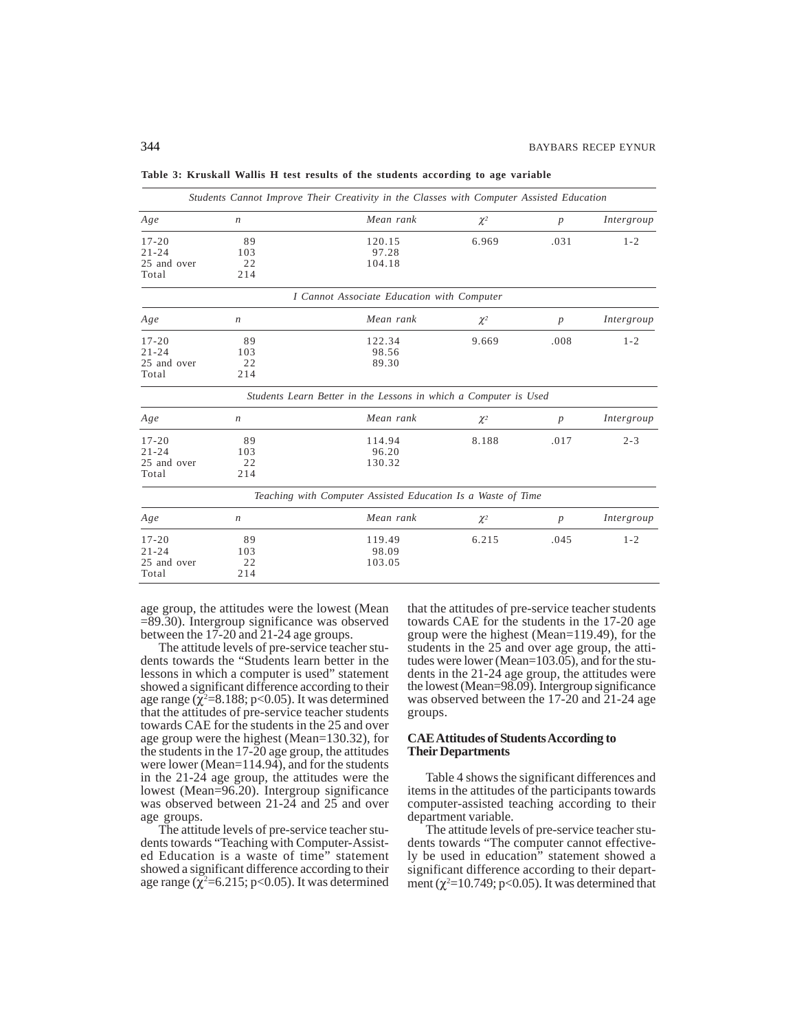**Table 3: Kruskall Wallis H test results of the students according to age variable**

| *Students Cannot Improve Their Creativity in the Classes with Computer Assisted Education* | | | | | |
|---|---|---|---|---|---|
| *Age* | *n* | *Mean rank* | $\chi^2$ | *p* | *Intergroup* |
| 17-20 | 89 | 120.15 | 6.969 | .031 | 1-2 |
| 21-24 | 103 | 97.28 | | | |
| 25 and over | 22 | 104.18 | | | |
| Total | 214 | | | | |
| *I Cannot Associate Education with Computer* | | | | | |
| *Age* | *n* | *Mean rank* | $\chi^2$ | *p* | *Intergroup* |
| 17-20 | 89 | 122.34 | 9.669 | .008 | 1-2 |
| 21-24 | 103 | 98.56 | | | |
| 25 and over | 22 | 89.30 | | | |
| Total | 214 | | | | |
| *Students Learn Better in the Lessons in which a Computer is Used* | | | | | |
| *Age* | *n* | *Mean rank* | $\chi^2$ | *p* | *Intergroup* |
| 17-20 | 89 | 114.94 | 8.188 | .017 | 2-3 |
| 21-24 | 103 | 96.20 | | | |
| 25 and over | 22 | 130.32 | | | |
| Total | 214 | | | | |
| *Teaching with Computer Assisted Education Is a Waste of Time* | | | | | |
| *Age* | *n* | *Mean rank* | $\chi^2$ | *p* | *Intergroup* |
| 17-20 | 89 | 119.49 | 6.215 | .045 | 1-2 |
| 21-24 | 103 | 98.09 | | | |
| 25 and over | 22 | 103.05 | | | |
| Total | 214 | | | | |

age group, the attitudes were the lowest (Mean =89.30). Intergroup significance was observed between the 17-20 and 21-24 age groups.

The attitude levels of pre-service teacher students towards the "Students learn better in the lessons in which a computer is used" statement showed a significant difference according to their age range ($\chi^2$=8.188; $p<0.05$). It was determined that the attitudes of pre-service teacher students towards CAE for the students in the 25 and over age group were the highest (Mean=130.32), for the students in the 17-20 age group, the attitudes were lower (Mean=114.94), and for the students in the 21-24 age group, the attitudes were the lowest (Mean=96.20). Intergroup significance was observed between 21-24 and 25 and over age groups.

The attitude levels of pre-service teacher students towards "Teaching with Computer-Assisted Education is a waste of time" statement showed a significant difference according to their age range ($\chi^2$=6.215; $p<0.05$). It was determined that the attitudes of pre-service teacher students towards CAE for the students in the 17-20 age group were the highest (Mean=119.49), for the students in the 25 and over age group, the attitudes were lower (Mean=103.05), and for the students in the 21-24 age group, the attitudes were the lowest (Mean=98.09). Intergroup significance was observed between the 17-20 and 21-24 age groups.

### CAE Attitudes of Students According to Their Departments

Table 4 shows the significant differences and items in the attitudes of the participants towards computer-assisted teaching according to their department variable.

The attitude levels of pre-service teacher students towards "The computer cannot effectively be used in education" statement showed a significant difference according to their department ($\chi^2$=10.749; $p<0.05$). It was determined that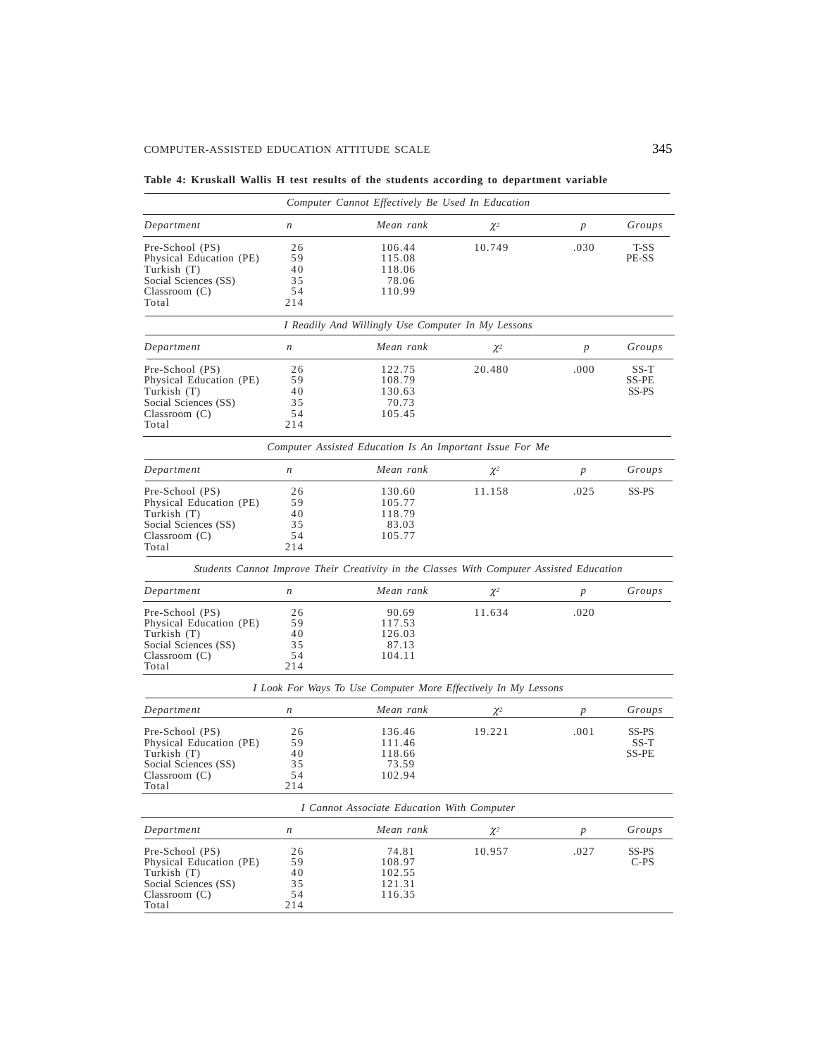**Table 4: Kruskall Wallis H test results of the students according to department variable**

*Computer Cannot Effectively Be Used In Education*

| *Department* | *n* | *Mean rank* | $\chi^2$ | *p* | *Groups* |
|---|---|---|---|---|---|
| Pre-School (PS) | 26 | 106.44 | 10.749 | .030 | T-SS |
| Physical Education (PE) | 59 | 115.08 | | | PE-SS |
| Turkish (T) | 40 | 118.06 | | | |
| Social Sciences (SS) | 35 | 78.06 | | | |
| Classroom (C) | 54 | 110.99 | | | |
| Total | 214 | | | | |

*I Readily And Willingly Use Computer In My Lessons*

| *Department* | *n* | *Mean rank* | $\chi^2$ | *p* | *Groups* |
|---|---|---|---|---|---|
| Pre-School (PS) | 26 | 122.75 | 20.480 | .000 | SS-T |
| Physical Education (PE) | 59 | 108.79 | | | SS-PE |
| Turkish (T) | 40 | 130.63 | | | SS-PS |
| Social Sciences (SS) | 35 | 70.73 | | | |
| Classroom (C) | 54 | 105.45 | | | |
| Total | 214 | | | | |

*Computer Assisted Education Is An Important Issue For Me*

| *Department* | *n* | *Mean rank* | $\chi^2$ | *p* | *Groups* |
|---|---|---|---|---|---|
| Pre-School (PS) | 26 | 130.60 | 11.158 | .025 | SS-PS |
| Physical Education (PE) | 59 | 105.77 | | | |
| Turkish (T) | 40 | 118.79 | | | |
| Social Sciences (SS) | 35 | 83.03 | | | |
| Classroom (C) | 54 | 105.77 | | | |
| Total | 214 | | | | |

*Students Cannot Improve Their Creativity in the Classes With Computer Assisted Education*

| *Department* | *n* | *Mean rank* | $\chi^2$ | *p* | *Groups* |
|---|---|---|---|---|---|
| Pre-School (PS) | 26 | 90.69 | 11.634 | .020 | |
| Physical Education (PE) | 59 | 117.53 | | | |
| Turkish (T) | 40 | 126.03 | | | |
| Social Sciences (SS) | 35 | 87.13 | | | |
| Classroom (C) | 54 | 104.11 | | | |
| Total | 214 | | | | |

*I Look For Ways To Use Computer More Effectively In My Lessons*

| *Department* | *n* | *Mean rank* | $\chi^2$ | *p* | *Groups* |
|---|---|---|---|---|---|
| Pre-School (PS) | 26 | 136.46 | 19.221 | .001 | SS-PS |
| Physical Education (PE) | 59 | 111.46 | | | SS-T |
| Turkish (T) | 40 | 118.66 | | | SS-PE |
| Social Sciences (SS) | 35 | 73.59 | | | |
| Classroom (C) | 54 | 102.94 | | | |
| Total | 214 | | | | |

*I Cannot Associate Education With Computer*

| *Department* | *n* | *Mean rank* | $\chi^2$ | *p* | *Groups* |
|---|---|---|---|---|---|
| Pre-School (PS) | 26 | 74.81 | 10.957 | .027 | SS-PS |
| Physical Education (PE) | 59 | 108.97 | | | C-PS |
| Turkish (T) | 40 | 102.55 | | | |
| Social Sciences (SS) | 35 | 121.31 | | | |
| Classroom (C) | 54 | 116.35 | | | |
| Total | 214 | | | | |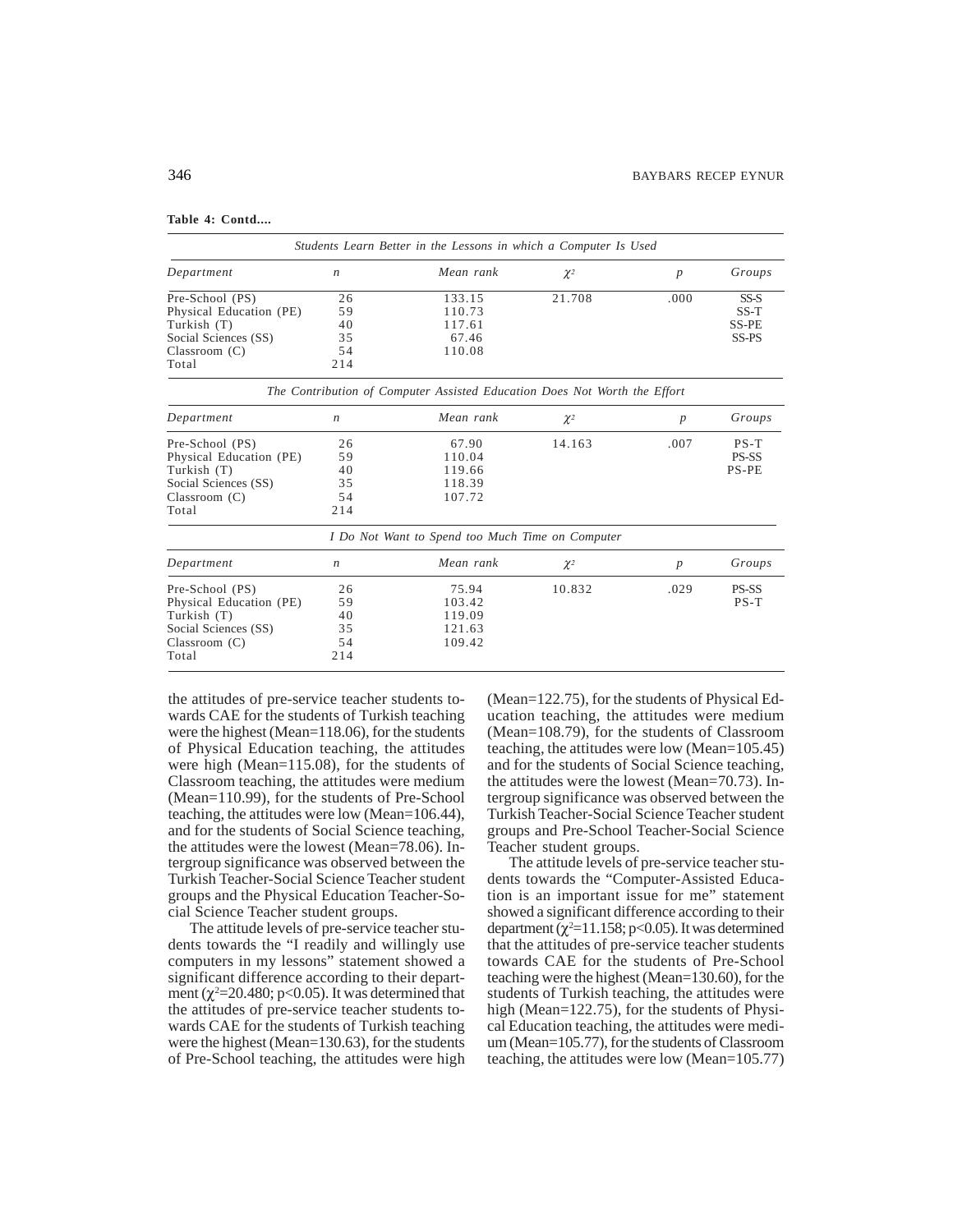**Table 4: Contd....**

| Department | $n$ | Mean rank | $\chi^2$ | $p$ | Groups |
|---|---|---|---|---|---|
| *Students Learn Better in the Lessons in which a Computer Is Used* | | | | | |
| Pre-School (PS) | 26 | 133.15 | 21.708 | .000 | SS-S |
| Physical Education (PE) | 59 | 110.73 | | | SS-T |
| Turkish (T) | 40 | 117.61 | | | SS-PE |
| Social Sciences (SS) | 35 | 67.46 | | | SS-PS |
| Classroom (C) | 54 | 110.08 | | | |
| Total | 214 | | | | |
| *The Contribution of Computer Assisted Education Does Not Worth the Effort* | | | | | |
| Pre-School (PS) | 26 | 67.90 | 14.163 | .007 | PS-T |
| Physical Education (PE) | 59 | 110.04 | | | PS-SS |
| Turkish (T) | 40 | 119.66 | | | PS-PE |
| Social Sciences (SS) | 35 | 118.39 | | | |
| Classroom (C) | 54 | 107.72 | | | |
| Total | 214 | | | | |
| *I Do Not Want to Spend too Much Time on Computer* | | | | | |
| Pre-School (PS) | 26 | 75.94 | 10.832 | .029 | PS-SS |
| Physical Education (PE) | 59 | 103.42 | | | PS-T |
| Turkish (T) | 40 | 119.09 | | | |
| Social Sciences (SS) | 35 | 121.63 | | | |
| Classroom (C) | 54 | 109.42 | | | |
| Total | 214 | | | | |

the attitudes of pre-service teacher students towards CAE for the students of Turkish teaching were the highest (Mean=118.06), for the students of Physical Education teaching, the attitudes were high (Mean=115.08), for the students of Classroom teaching, the attitudes were medium (Mean=110.99), for the students of Pre-School teaching, the attitudes were low (Mean=106.44), and for the students of Social Science teaching, the attitudes were the lowest (Mean=78.06). Intergroup significance was observed between the Turkish Teacher-Social Science Teacher student groups and the Physical Education Teacher-Social Science Teacher student groups.

The attitude levels of pre-service teacher students towards the "I readily and willingly use computers in my lessons" statement showed a significant difference according to their department ($\chi^2$=20.480; $p<0.05$). It was determined that the attitudes of pre-service teacher students towards CAE for the students of Turkish teaching were the highest (Mean=130.63), for the students of Pre-School teaching, the attitudes were high (Mean=122.75), for the students of Physical Education teaching, the attitudes were medium (Mean=108.79), for the students of Classroom teaching, the attitudes were low (Mean=105.45) and for the students of Social Science teaching, the attitudes were the lowest (Mean=70.73). Intergroup significance was observed between the Turkish Teacher-Social Science Teacher student groups and Pre-School Teacher-Social Science Teacher student groups.

The attitude levels of pre-service teacher students towards the "Computer-Assisted Education is an important issue for me" statement showed a significant difference according to their department ($\chi^2$=11.158; $p<0.05$). It was determined that the attitudes of pre-service teacher students towards CAE for the students of Pre-School teaching were the highest (Mean=130.60), for the students of Turkish teaching, the attitudes were high (Mean=122.75), for the students of Physical Education teaching, the attitudes were medium (Mean=105.77), for the students of Classroom teaching, the attitudes were low (Mean=105.77)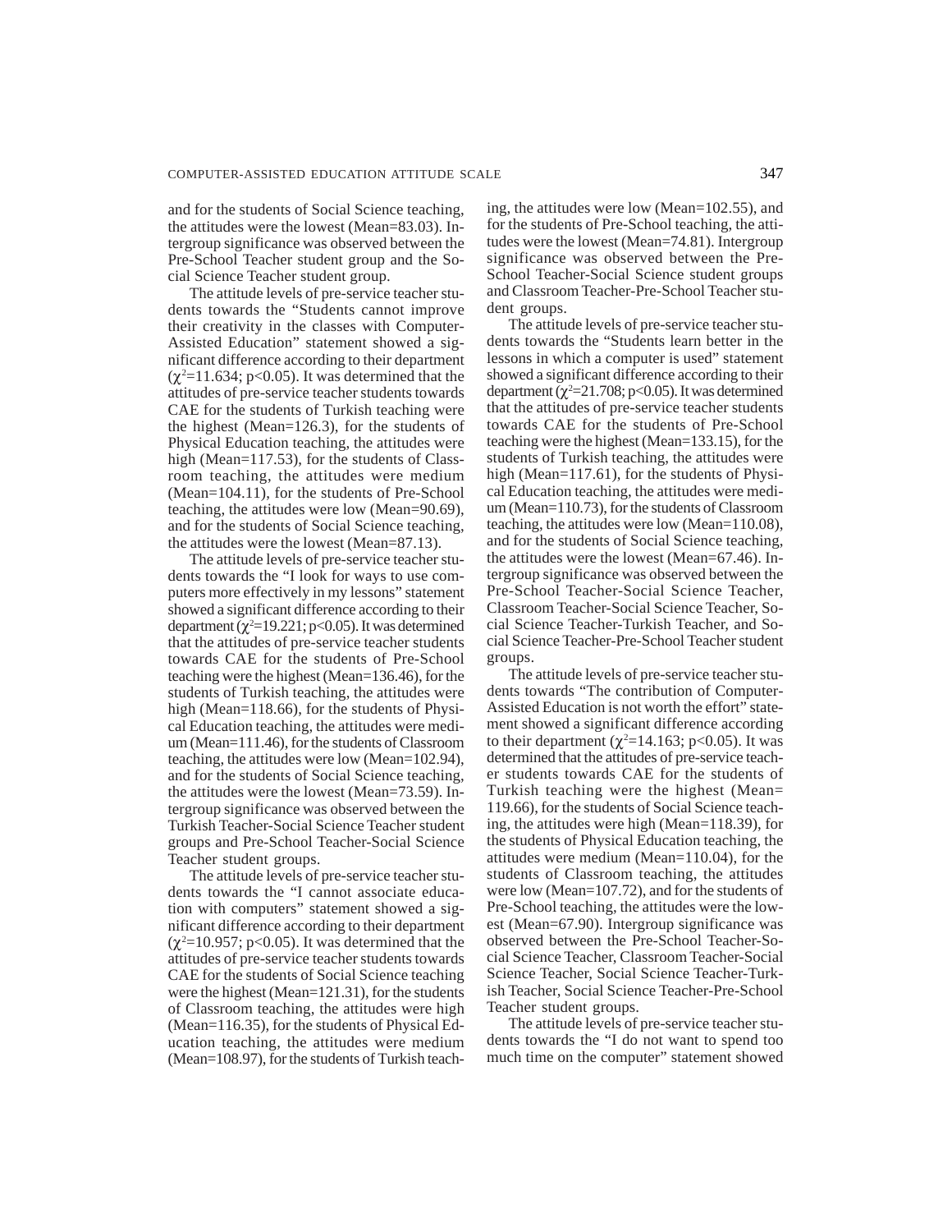and for the students of Social Science teaching, the attitudes were the lowest (Mean=83.03). Intergroup significance was observed between the Pre-School Teacher student group and the Social Science Teacher student group.

The attitude levels of pre-service teacher students towards the "Students cannot improve their creativity in the classes with Computer-Assisted Education" statement showed a significant difference according to their department ($\chi^2$=11.634; $p<0.05$). It was determined that the attitudes of pre-service teacher students towards CAE for the students of Turkish teaching were the highest (Mean=126.3), for the students of Physical Education teaching, the attitudes were high (Mean=117.53), for the students of Classroom teaching, the attitudes were medium (Mean=104.11), for the students of Pre-School teaching, the attitudes were low (Mean=90.69), and for the students of Social Science teaching, the attitudes were the lowest (Mean=87.13).

The attitude levels of pre-service teacher students towards the "I look for ways to use computers more effectively in my lessons" statement showed a significant difference according to their department ($\chi^2$=19.221; $p<0.05$). It was determined that the attitudes of pre-service teacher students towards CAE for the students of Pre-School teaching were the highest (Mean=136.46), for the students of Turkish teaching, the attitudes were high (Mean=118.66), for the students of Physical Education teaching, the attitudes were medium (Mean=111.46), for the students of Classroom teaching, the attitudes were low (Mean=102.94), and for the students of Social Science teaching, the attitudes were the lowest (Mean=73.59). Intergroup significance was observed between the Turkish Teacher-Social Science Teacher student groups and Pre-School Teacher-Social Science Teacher student groups.

The attitude levels of pre-service teacher students towards the "I cannot associate education with computers" statement showed a significant difference according to their department ($\chi^2$=10.957; $p<0.05$). It was determined that the attitudes of pre-service teacher students towards CAE for the students of Social Science teaching were the highest (Mean=121.31), for the students of Classroom teaching, the attitudes were high (Mean=116.35), for the students of Physical Education teaching, the attitudes were medium (Mean=108.97), for the students of Turkish teaching, the attitudes were low (Mean=102.55), and for the students of Pre-School teaching, the attitudes were the lowest (Mean=74.81). Intergroup significance was observed between the Pre-School Teacher-Social Science student groups and Classroom Teacher-Pre-School Teacher student groups.

The attitude levels of pre-service teacher students towards the "Students learn better in the lessons in which a computer is used" statement showed a significant difference according to their department ($\chi^2$=21.708; $p<0.05$). It was determined that the attitudes of pre-service teacher students towards CAE for the students of Pre-School teaching were the highest (Mean=133.15), for the students of Turkish teaching, the attitudes were high (Mean=117.61), for the students of Physical Education teaching, the attitudes were medium (Mean=110.73), for the students of Classroom teaching, the attitudes were low (Mean=110.08), and for the students of Social Science teaching, the attitudes were the lowest (Mean=67.46). Intergroup significance was observed between the Pre-School Teacher-Social Science Teacher, Classroom Teacher-Social Science Teacher, Social Science Teacher-Turkish Teacher, and Social Science Teacher-Pre-School Teacher student groups.

The attitude levels of pre-service teacher students towards "The contribution of Computer-Assisted Education is not worth the effort" statement showed a significant difference according to their department ($\chi^2$=14.163; $p<0.05$). It was determined that the attitudes of pre-service teacher students towards CAE for the students of Turkish teaching were the highest (Mean= 119.66), for the students of Social Science teaching, the attitudes were high (Mean=118.39), for the students of Physical Education teaching, the attitudes were medium (Mean=110.04), for the students of Classroom teaching, the attitudes were low (Mean=107.72), and for the students of Pre-School teaching, the attitudes were the lowest (Mean=67.90). Intergroup significance was observed between the Pre-School Teacher-Social Science Teacher, Classroom Teacher-Social Science Teacher, Social Science Teacher-Turkish Teacher, Social Science Teacher-Pre-School Teacher student groups.

The attitude levels of pre-service teacher students towards the "I do not want to spend too much time on the computer" statement showed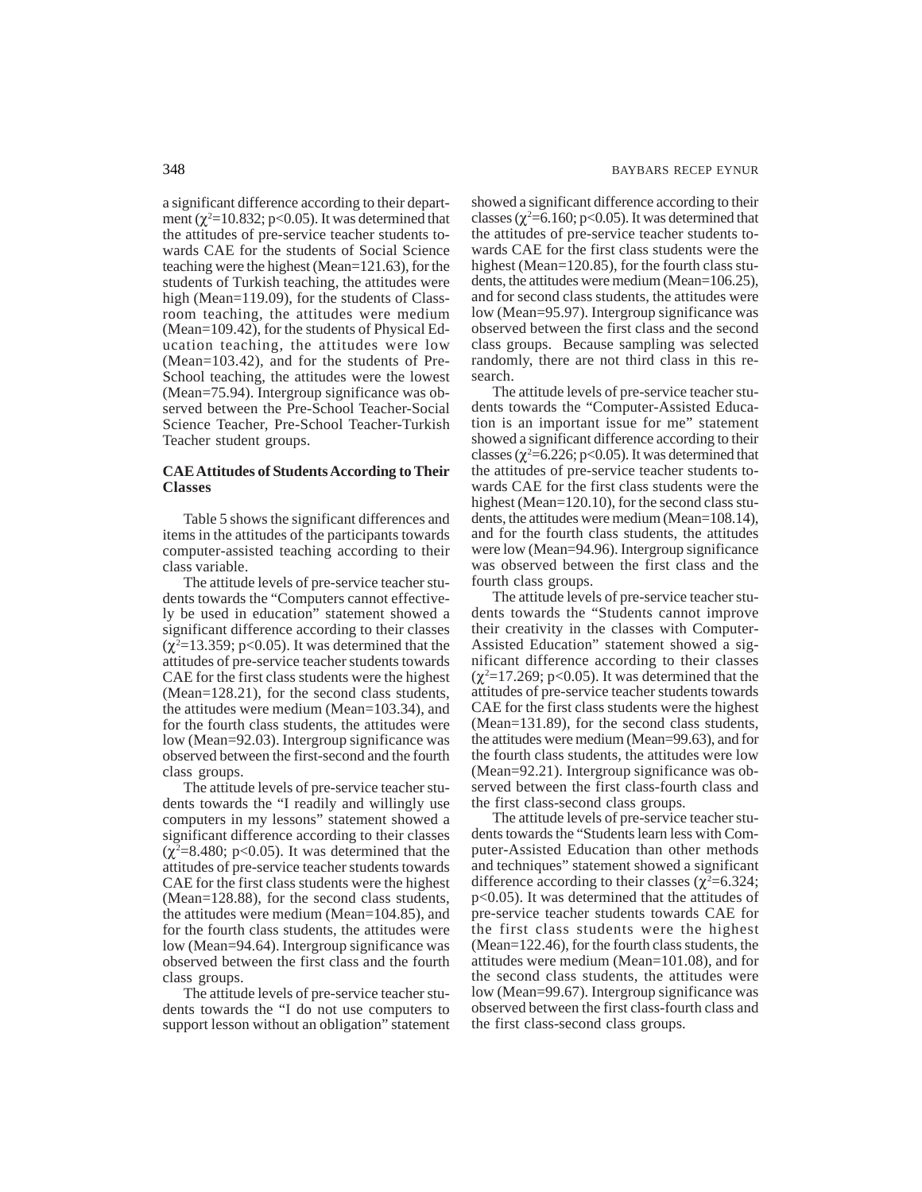a significant difference according to their department ($\chi^2$=10.832; p<0.05). It was determined that the attitudes of pre-service teacher students towards CAE for the students of Social Science teaching were the highest (Mean=121.63), for the students of Turkish teaching, the attitudes were high (Mean=119.09), for the students of Classroom teaching, the attitudes were medium (Mean=109.42), for the students of Physical Education teaching, the attitudes were low (Mean=103.42), and for the students of Pre-School teaching, the attitudes were the lowest (Mean=75.94). Intergroup significance was observed between the Pre-School Teacher-Social Science Teacher, Pre-School Teacher-Turkish Teacher student groups.

**CAE Attitudes of Students According to Their Classes**

Table 5 shows the significant differences and items in the attitudes of the participants towards computer-assisted teaching according to their class variable.

The attitude levels of pre-service teacher students towards the "Computers cannot effectively be used in education" statement showed a significant difference according to their classes ($\chi^2$=13.359; p<0.05). It was determined that the attitudes of pre-service teacher students towards CAE for the first class students were the highest (Mean=128.21), for the second class students, the attitudes were medium (Mean=103.34), and for the fourth class students, the attitudes were low (Mean=92.03). Intergroup significance was observed between the first-second and the fourth class groups.

The attitude levels of pre-service teacher students towards the "I readily and willingly use computers in my lessons" statement showed a significant difference according to their classes ($\chi^2$=8.480; p<0.05). It was determined that the attitudes of pre-service teacher students towards CAE for the first class students were the highest (Mean=128.88), for the second class students, the attitudes were medium (Mean=104.85), and for the fourth class students, the attitudes were low (Mean=94.64). Intergroup significance was observed between the first class and the fourth class groups.

The attitude levels of pre-service teacher students towards the "I do not use computers to support lesson without an obligation" statement showed a significant difference according to their classes ($\chi^2$=6.160; p<0.05). It was determined that the attitudes of pre-service teacher students towards CAE for the first class students were the highest (Mean=120.85), for the fourth class students, the attitudes were medium (Mean=106.25), and for second class students, the attitudes were low (Mean=95.97). Intergroup significance was observed between the first class and the second class groups. Because sampling was selected randomly, there are not third class in this research.

The attitude levels of pre-service teacher students towards the "Computer-Assisted Education is an important issue for me" statement showed a significant difference according to their classes ($\chi^2$=6.226; p<0.05). It was determined that the attitudes of pre-service teacher students towards CAE for the first class students were the highest (Mean=120.10), for the second class students, the attitudes were medium (Mean=108.14), and for the fourth class students, the attitudes were low (Mean=94.96). Intergroup significance was observed between the first class and the fourth class groups.

The attitude levels of pre-service teacher students towards the "Students cannot improve their creativity in the classes with Computer-Assisted Education" statement showed a significant difference according to their classes ($\chi^2$=17.269; p<0.05). It was determined that the attitudes of pre-service teacher students towards CAE for the first class students were the highest (Mean=131.89), for the second class students, the attitudes were medium (Mean=99.63), and for the fourth class students, the attitudes were low (Mean=92.21). Intergroup significance was observed between the first class-fourth class and the first class-second class groups.

The attitude levels of pre-service teacher students towards the "Students learn less with Computer-Assisted Education than other methods and techniques" statement showed a significant difference according to their classes ($\chi^2$=6.324; p<0.05). It was determined that the attitudes of pre-service teacher students towards CAE for the first class students were the highest (Mean=122.46), for the fourth class students, the attitudes were medium (Mean=101.08), and for the second class students, the attitudes were low (Mean=99.67). Intergroup significance was observed between the first class-fourth class and the first class-second class groups.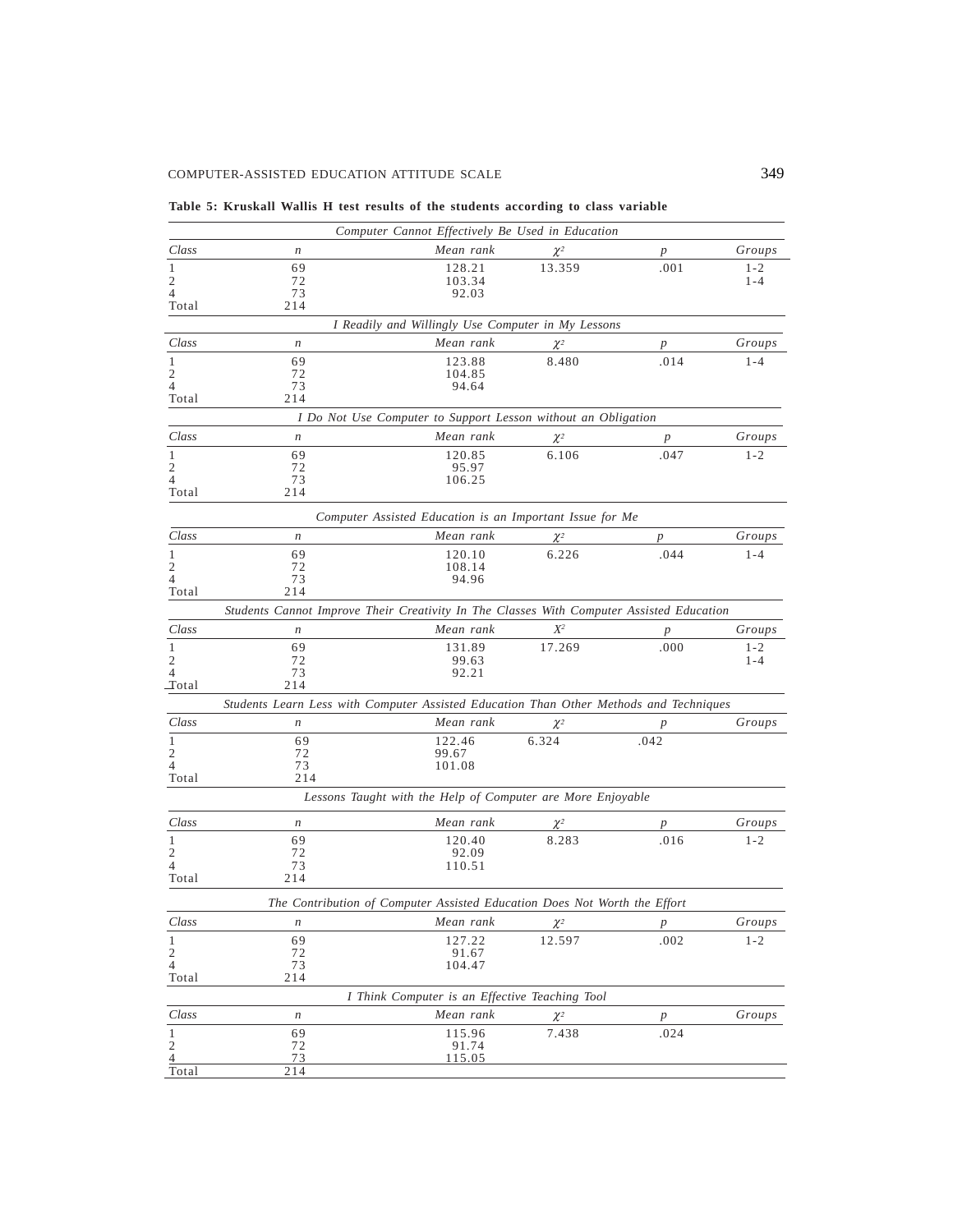**Table 5: Kruskall Wallis H test results of the students according to class variable**

| *Computer Cannot Effectively Be Used in Education* | | | | | |
|---|---|---|---|---|---|
| *Class* | *n* | *Mean rank* | $\chi^2$ | *p* | *Groups* |
| 1 | 69 | 128.21 | 13.359 | .001 | 1-2 |
| 2 | 72 | 103.34 | | | 1-4 |
| 4 | 73 | 92.03 | | | |
| Total | 214 | | | | |
| *I Readily and Willingly Use Computer in My Lessons* | | | | | |
| *Class* | *n* | *Mean rank* | $\chi^2$ | *p* | *Groups* |
| 1 | 69 | 123.88 | 8.480 | .014 | 1-4 |
| 2 | 72 | 104.85 | | | |
| 4 | 73 | 94.64 | | | |
| Total | 214 | | | | |
| *I Do Not Use Computer to Support Lesson without an Obligation* | | | | | |
| *Class* | *n* | *Mean rank* | $\chi^2$ | *p* | *Groups* |
| 1 | 69 | 120.85 | 6.106 | .047 | 1-2 |
| 2 | 72 | 95.97 | | | |
| 4 | 73 | 106.25 | | | |
| Total | 214 | | | | |
| *Computer Assisted Education is an Important Issue for Me* | | | | | |
| *Class* | *n* | *Mean rank* | $\chi^2$ | *p* | *Groups* |
| 1 | 69 | 120.10 | 6.226 | .044 | 1-4 |
| 2 | 72 | 108.14 | | | |
| 4 | 73 | 94.96 | | | |
| Total | 214 | | | | |
| *Students Cannot Improve Their Creativity In The Classes With Computer Assisted Education* | | | | | |
| *Class* | *n* | *Mean rank* | $X^2$ | *p* | *Groups* |
| 1 | 69 | 131.89 | 17.269 | .000 | 1-2 |
| 2 | 72 | 99.63 | | | 1-4 |
| 4 | 73 | 92.21 | | | |
| Total | 214 | | | | |
| *Students Learn Less with Computer Assisted Education Than Other Methods and Techniques* | | | | | |
| *Class* | *n* | *Mean rank* | $\chi^2$ | *p* | *Groups* |
| 1 | 69 | 122.46 | 6.324 | .042 | |
| 2 | 72 | 99.67 | | | |
| 4 | 73 | 101.08 | | | |
| Total | 214 | | | | |
| *Lessons Taught with the Help of Computer are More Enjoyable* | | | | | |
| *Class* | *n* | *Mean rank* | $\chi^2$ | *p* | *Groups* |
| 1 | 69 | 120.40 | 8.283 | .016 | 1-2 |
| 2 | 72 | 92.09 | | | |
| 4 | 73 | 110.51 | | | |
| Total | 214 | | | | |
| *The Contribution of Computer Assisted Education Does Not Worth the Effort* | | | | | |
| *Class* | *n* | *Mean rank* | $\chi^2$ | *p* | *Groups* |
| 1 | 69 | 127.22 | 12.597 | .002 | 1-2 |
| 2 | 72 | 91.67 | | | |
| 4 | 73 | 104.47 | | | |
| Total | 214 | | | | |
| *I Think Computer is an Effective Teaching Tool* | | | | | |
| *Class* | *n* | *Mean rank* | $\chi^2$ | *p* | *Groups* |
| 1 | 69 | 115.96 | 7.438 | .024 | |
| 2 | 72 | 91.74 | | | |
| 4 | 73 | 115.05 | | | |
| Total | 214 | | | | |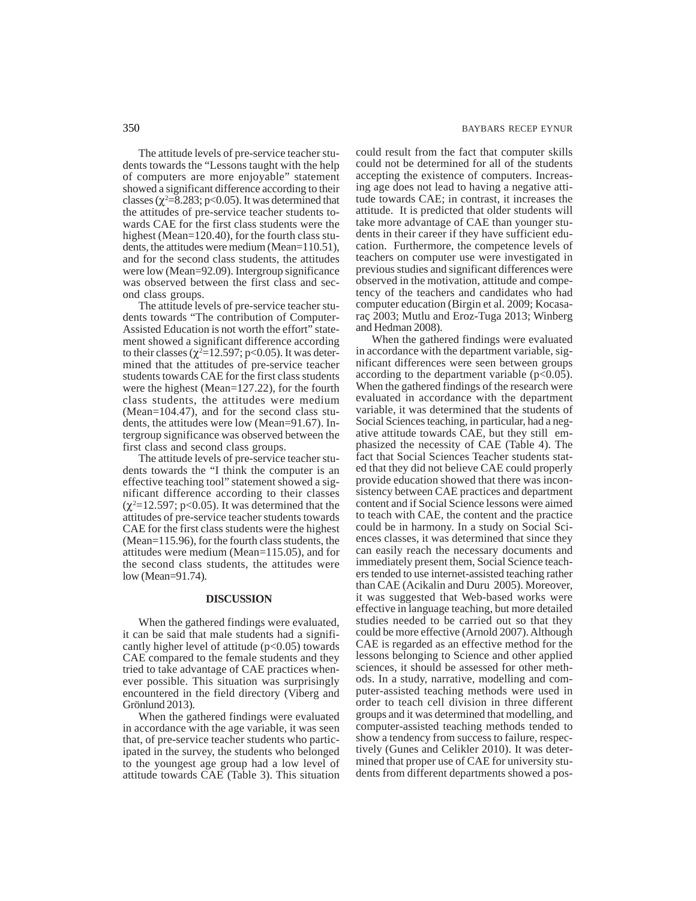The attitude levels of pre-service teacher students towards the "Lessons taught with the help of computers are more enjoyable" statement showed a significant difference according to their classes ($\chi^2$=8.283; $p<0.05$). It was determined that the attitudes of pre-service teacher students towards CAE for the first class students were the highest (Mean=120.40), for the fourth class students, the attitudes were medium (Mean=110.51), and for the second class students, the attitudes were low (Mean=92.09). Intergroup significance was observed between the first class and second class groups.

The attitude levels of pre-service teacher students towards "The contribution of Computer-Assisted Education is not worth the effort" statement showed a significant difference according to their classes ($\chi^2$=12.597; $p<0.05$). It was determined that the attitudes of pre-service teacher students towards CAE for the first class students were the highest (Mean=127.22), for the fourth class students, the attitudes were medium (Mean=104.47), and for the second class students, the attitudes were low (Mean=91.67). Intergroup significance was observed between the first class and second class groups.

The attitude levels of pre-service teacher students towards the "I think the computer is an effective teaching tool" statement showed a significant difference according to their classes ($\chi^2$=12.597; $p<0.05$). It was determined that the attitudes of pre-service teacher students towards CAE for the first class students were the highest (Mean=115.96), for the fourth class students, the attitudes were medium (Mean=115.05), and for the second class students, the attitudes were low (Mean=91.74).

## DISCUSSION

When the gathered findings were evaluated, it can be said that male students had a significantly higher level of attitude ($p<0.05$) towards CAE compared to the female students and they tried to take advantage of CAE practices whenever possible. This situation was surprisingly encountered in the field directory (Viberg and Grönlund 2013).

When the gathered findings were evaluated in accordance with the age variable, it was seen that, of pre-service teacher students who participated in the survey, the students who belonged to the youngest age group had a low level of attitude towards CAE (Table 3). This situation could result from the fact that computer skills could not be determined for all of the students accepting the existence of computers. Increasing age does not lead to having a negative attitude towards CAE; in contrast, it increases the attitude. It is predicted that older students will take more advantage of CAE than younger students in their career if they have sufficient education. Furthermore, the competence levels of teachers on computer use were investigated in previous studies and significant differences were observed in the motivation, attitude and competency of the teachers and candidates who had computer education (Birgin et al. 2009; Kocasaraç 2003; Mutlu and Eroz-Tuga 2013; Winberg and Hedman 2008).

When the gathered findings were evaluated in accordance with the department variable, significant differences were seen between groups according to the department variable ($p<0.05$). When the gathered findings of the research were evaluated in accordance with the department variable, it was determined that the students of Social Sciences teaching, in particular, had a negative attitude towards CAE, but they still emphasized the necessity of CAE (Table 4). The fact that Social Sciences Teacher students stated that they did not believe CAE could properly provide education showed that there was inconsistency between CAE practices and department content and if Social Science lessons were aimed to teach with CAE, the content and the practice could be in harmony. In a study on Social Sciences classes, it was determined that since they can easily reach the necessary documents and immediately present them, Social Science teachers tended to use internet-assisted teaching rather than CAE (Acikalin and Duru 2005). Moreover, it was suggested that Web-based works were effective in language teaching, but more detailed studies needed to be carried out so that they could be more effective (Arnold 2007). Although CAE is regarded as an effective method for the lessons belonging to Science and other applied sciences, it should be assessed for other methods. In a study, narrative, modelling and computer-assisted teaching methods were used in order to teach cell division in three different groups and it was determined that modelling, and computer-assisted teaching methods tended to show a tendency from success to failure, respectively (Gunes and Celikler 2010). It was determined that proper use of CAE for university students from different departments showed a pos-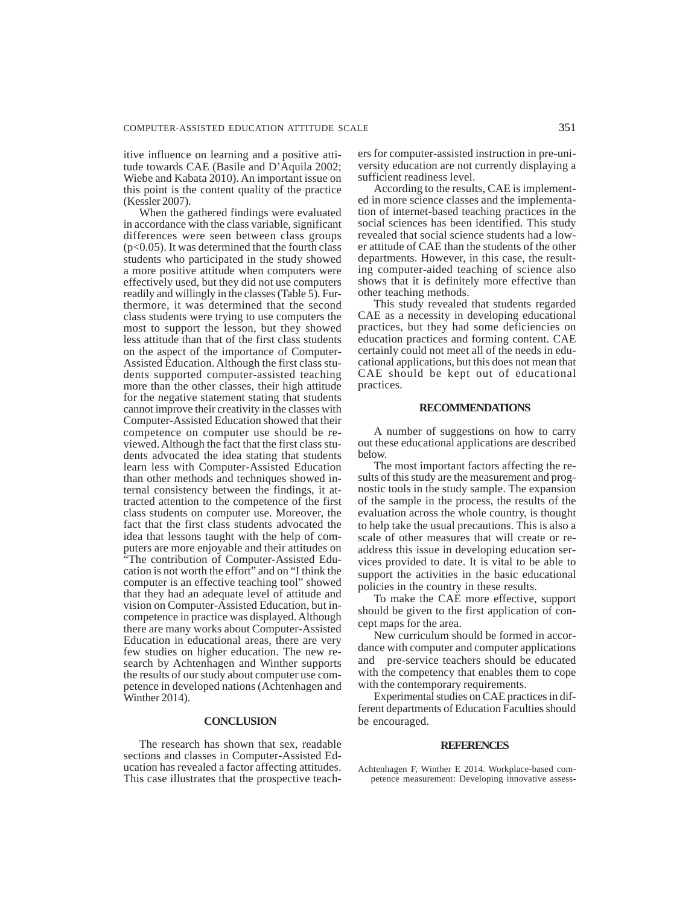itive influence on learning and a positive attitude towards CAE (Basile and D'Aquila 2002; Wiebe and Kabata 2010). An important issue on this point is the content quality of the practice (Kessler 2007).

When the gathered findings were evaluated in accordance with the class variable, significant differences were seen between class groups ($p<0.05$). It was determined that the fourth class students who participated in the study showed a more positive attitude when computers were effectively used, but they did not use computers readily and willingly in the classes (Table 5). Furthermore, it was determined that the second class students were trying to use computers the most to support the lesson, but they showed less attitude than that of the first class students on the aspect of the importance of Computer-Assisted Education. Although the first class students supported computer-assisted teaching more than the other classes, their high attitude for the negative statement stating that students cannot improve their creativity in the classes with Computer-Assisted Education showed that their competence on computer use should be reviewed. Although the fact that the first class students advocated the idea stating that students learn less with Computer-Assisted Education than other methods and techniques showed internal consistency between the findings, it attracted attention to the competence of the first class students on computer use. Moreover, the fact that the first class students advocated the idea that lessons taught with the help of computers are more enjoyable and their attitudes on "The contribution of Computer-Assisted Education is not worth the effort" and on "I think the computer is an effective teaching tool" showed that they had an adequate level of attitude and vision on Computer-Assisted Education, but incompetence in practice was displayed. Although there are many works about Computer-Assisted Education in educational areas, there are very few studies on higher education. The new research by Achtenhagen and Winther supports the results of our study about computer use competence in developed nations (Achtenhagen and Winther 2014).

## CONCLUSION

The research has shown that sex, readable sections and classes in Computer-Assisted Education has revealed a factor affecting attitudes. This case illustrates that the prospective teachers for computer-assisted instruction in pre-university education are not currently displaying a sufficient readiness level.

According to the results, CAE is implemented in more science classes and the implementation of internet-based teaching practices in the social sciences has been identified. This study revealed that social science students had a lower attitude of CAE than the students of the other departments. However, in this case, the resulting computer-aided teaching of science also shows that it is definitely more effective than other teaching methods.

This study revealed that students regarded CAE as a necessity in developing educational practices, but they had some deficiencies on education practices and forming content. CAE certainly could not meet all of the needs in educational applications, but this does not mean that CAE should be kept out of educational practices.

## RECOMMENDATIONS

A number of suggestions on how to carry out these educational applications are described below.

The most important factors affecting the results of this study are the measurement and prognostic tools in the study sample. The expansion of the sample in the process, the results of the evaluation across the whole country, is thought to help take the usual precautions. This is also a scale of other measures that will create or readdress this issue in developing education services provided to date. It is vital to be able to support the activities in the basic educational policies in the country in these results.

To make the CAE more effective, support should be given to the first application of concept maps for the area.

New curriculum should be formed in accordance with computer and computer applications and pre-service teachers should be educated with the competency that enables them to cope with the contemporary requirements.

Experimental studies on CAE practices in different departments of Education Faculties should be encouraged.

## REFERENCES

Achtenhagen F, Winther E 2014. Workplace-based competence measurement: Developing innovative assess-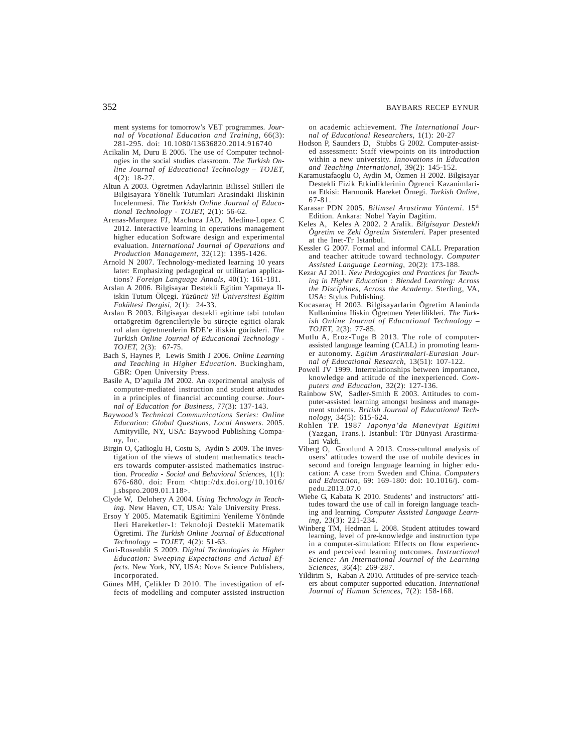ment systems for tomorrow's VET programmes. *Journal of Vocational Education and Training*, 66(3): 281-295. doi: 10.1080/13636820.2014.916740

Acikalin M, Duru E 2005. The use of Computer technologies in the social studies classroom. *The Turkish Online Journal of Educational Technology – TOJET*, 4(2): 18-27.

Altun A 2003. Ögretmen Adaylarinin Bilissel Stilleri ile Bilgisayara Yönelik Tutumlari Arasindaki Iliskinin Incelenmesi. *The Turkish Online Journal of Educational Technology - TOJET*, 2(1): 56-62.

Arenas-Marquez FJ, Machuca JAD, Medina-Lopez C 2012. Interactive learning in operations management higher education Software design and experimental evaluation. *International Journal of Operations and Production Management*, 32(12): 1395-1426.

Arnold N 2007. Technology-mediated learning 10 years later: Emphasizing pedagogical or utilitarian applications? *Foreign Language Annals*, 40(1): 161-181.

Arslan A 2006. Bilgisayar Destekli Egitim Yapmaya Iliskin Tutum Ölçegi. *Yüzüncü Yil Üniversitesi Egitim Fakültesi Dergisi*, 2(1): 24-33.

Arslan B 2003. Bilgisayar destekli egitime tabi tutulan ortaögretim ögrencileriyle bu süreçte egitici olarak rol alan ögretmenlerin BDE'e iliskin görüsleri. *The Turkish Online Journal of Educational Technology - TOJET*, 2(3): 67-75.

Bach S, Haynes P, Lewis Smith J 2006. *Online Learning and Teaching in Higher Education*. Buckingham, GBR: Open University Press.

Basile A, D'aquila JM 2002. An experimental analysis of computer-mediated instruction and student attitudes in a principles of financial accounting course. *Journal of Education for Business*, 77(3): 137-143.

*Baywood's Technical Communications Series: Online Education: Global Questions, Local Answers*. 2005. Amityville, NY, USA: Baywood Publishing Company, Inc.

Birgin O, Çatlioglu H, Costu S, Aydin S 2009. The investigation of the views of student mathematics teachers towards computer-assisted mathematics instruction. *Procedia - Social and Behavioral Sciences*, 1(1): 676-680. doi: From <http://dx.doi.org/10.1016/j.sbspro.2009.01.118>.

Clyde W, Delohery A 2004. *Using Technology in Teaching*. New Haven, CT, USA: Yale University Press.

Ersoy Y 2005. Matematik Egitimini Yenileme Yönünde Ileri Hareketler-1: Teknoloji Destekli Matematik Ögretimi. *The Turkish Online Journal of Educational Technology – TOJET*, 4(2): 51-63.

Guri-Rosenblit S 2009. *Digital Technologies in Higher Education: Sweeping Expectations and Actual Effects*. New York, NY, USA: Nova Science Publishers, Incorporated.

Günes MH, Çelikler D 2010. The investigation of effects of modelling and computer assisted instruction on academic achievement. *The International Journal of Educational Researchers*, 1(1): 20-27

Hodson P, Saunders D, Stubbs G 2002. Computer-assisted assessment: Staff viewpoints on its introduction within a new university. *Innovations in Education and Teaching International*, 39(2): 145-152.

Karamustafaoglu O, Aydin M, Özmen H 2002. Bilgisayar Destekli Fizik Etkinliklerinin Ögrenci Kazanimlarina Etkisi: Harmonik Hareket Örnegi. *Turkish Online*, 67-81.

Karasar PDN 2005. *Bilimsel Arastirma Yöntemi*. 15th Edition. Ankara: Nobel Yayin Dagitim.

Keles A, Keles A 2002. 2 Aralik. *Bilgisayar Destekli Ögretim ve Zeki Ögretim Sistemleri*. Paper presented at the Inet-Tr Istanbul.

Kessler G 2007. Formal and informal CALL Preparation and teacher attitude toward technology. *Computer Assisted Language Learning*, 20(2): 173-188.

Kezar AJ 2011. *New Pedagogies and Practices for Teaching in Higher Education : Blended Learning: Across the Disciplines, Across the Academy*. Sterling, VA, USA: Stylus Publishing.

Kocasaraç H 2003. Bilgisayarlarin Ögretim Alaninda Kullanimina Iliskin Ögretmen Yeterlilikleri. *The Turkish Online Journal of Educational Technology – TOJET*, 2(3): 77-85.

Mutlu A, Eroz-Tuga B 2013. The role of computer-assisted language learning (CALL) in promoting learner autonomy. *Egitim Arastirmalari-Eurasian Journal of Educational Research*, 13(51): 107-122.

Powell JV 1999. Interrelationships between importance, knowledge and attitude of the inexperienced. *Computers and Education*, 32(2): 127-136.

Rainbow SW, Sadler-Smith E 2003. Attitudes to computer-assisted learning amongst business and management students. *British Journal of Educational Technology*, 34(5): 615-624.

Rohlen TP. 1987 *Japonya'da Maneviyat Egitimi* (Yazgan, Trans.). Istanbul: Tür Dünyasi Arastirmalari Vakfi.

Viberg O, Gronlund A 2013. Cross-cultural analysis of users' attitudes toward the use of mobile devices in second and foreign language learning in higher education: A case from Sweden and China. *Computers and Education*, 69: 169-180: doi: 10.1016/j. compedu.2013.07.0

Wiebe G, Kabata K 2010. Students' and instructors' attitudes toward the use of call in foreign language teaching and learning. *Computer Assisted Language Learning*, 23(3): 221-234.

Winberg TM, Hedman L 2008. Student attitudes toward learning, level of pre-knowledge and instruction type in a computer-simulation: Effects on flow experiences and perceived learning outcomes. *Instructional Science: An International Journal of the Learning Sciences*, 36(4): 269-287.

Yildirim S, Kaban A 2010. Attitudes of pre-service teachers about computer supported education. *International Journal of Human Sciences*, 7(2): 158-168.